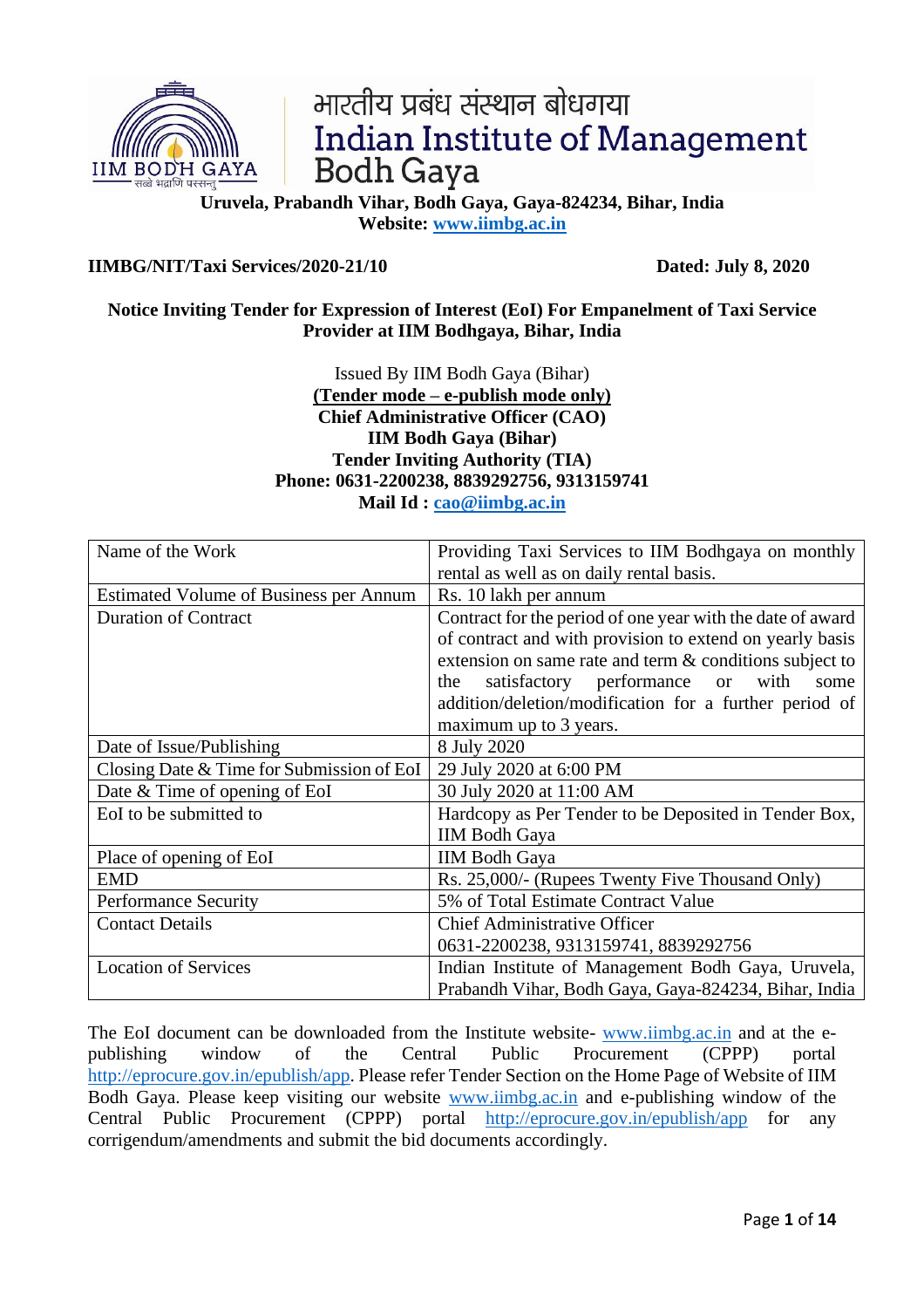# भारतीय प्रबंध संस्थान बोधगया
# Indian Institute of Management Bodh Gaya

**Uruvela, Prabandh Vihar, Bodh Gaya, Gaya-824234, Bihar, India**
**Website: www.iimbg.ac.in**

**IIMBG/NIT/Taxi Services/2020-21/10** **Dated: July 8, 2020**

**Notice Inviting Tender for Expression of Interest (EoI) For Empanelment of Taxi Service Provider at IIM Bodhgaya, Bihar, India**

Issued By IIM Bodh Gaya (Bihar)
**(Tender mode – e-publish mode only)**
**Chief Administrative Officer (CAO)**
**IIM Bodh Gaya (Bihar)**
**Tender Inviting Authority (TIA)**
**Phone: 0631-2200238, 8839292756, 9313159741**
**Mail Id : cao@iimbg.ac.in**

| Name of the Work | Providing Taxi Services to IIM Bodhgaya on monthly rental as well as on daily rental basis. |
|---|---|
| Estimated Volume of Business per Annum | Rs. 10 lakh per annum |
| Duration of Contract | Contract for the period of one year with the date of award of contract and with provision to extend on yearly basis extension on same rate and term & conditions subject to the satisfactory performance or with some addition/deletion/modification for a further period of maximum up to 3 years. |
| Date of Issue/Publishing | 8 July 2020 |
| Closing Date & Time for Submission of EoI | 29 July 2020 at 6:00 PM |
| Date & Time of opening of EoI | 30 July 2020 at 11:00 AM |
| EoI to be submitted to | Hardcopy as Per Tender to be Deposited in Tender Box, IIM Bodh Gaya |
| Place of opening of EoI | IIM Bodh Gaya |
| EMD | Rs. 25,000/- (Rupees Twenty Five Thousand Only) |
| Performance Security | 5% of Total Estimate Contract Value |
| Contact Details | Chief Administrative Officer<br>0631-2200238, 9313159741, 8839292756 |
| Location of Services | Indian Institute of Management Bodh Gaya, Uruvela, Prabandh Vihar, Bodh Gaya, Gaya-824234, Bihar, India |

The EoI document can be downloaded from the Institute website- www.iimbg.ac.in and at the e-publishing window of the Central Public Procurement (CPPP) portal http://eprocure.gov.in/epublish/app. Please refer Tender Section on the Home Page of Website of IIM Bodh Gaya. Please keep visiting our website www.iimbg.ac.in and e-publishing window of the Central Public Procurement (CPPP) portal http://eprocure.gov.in/epublish/app for any corrigendum/amendments and submit the bid documents accordingly.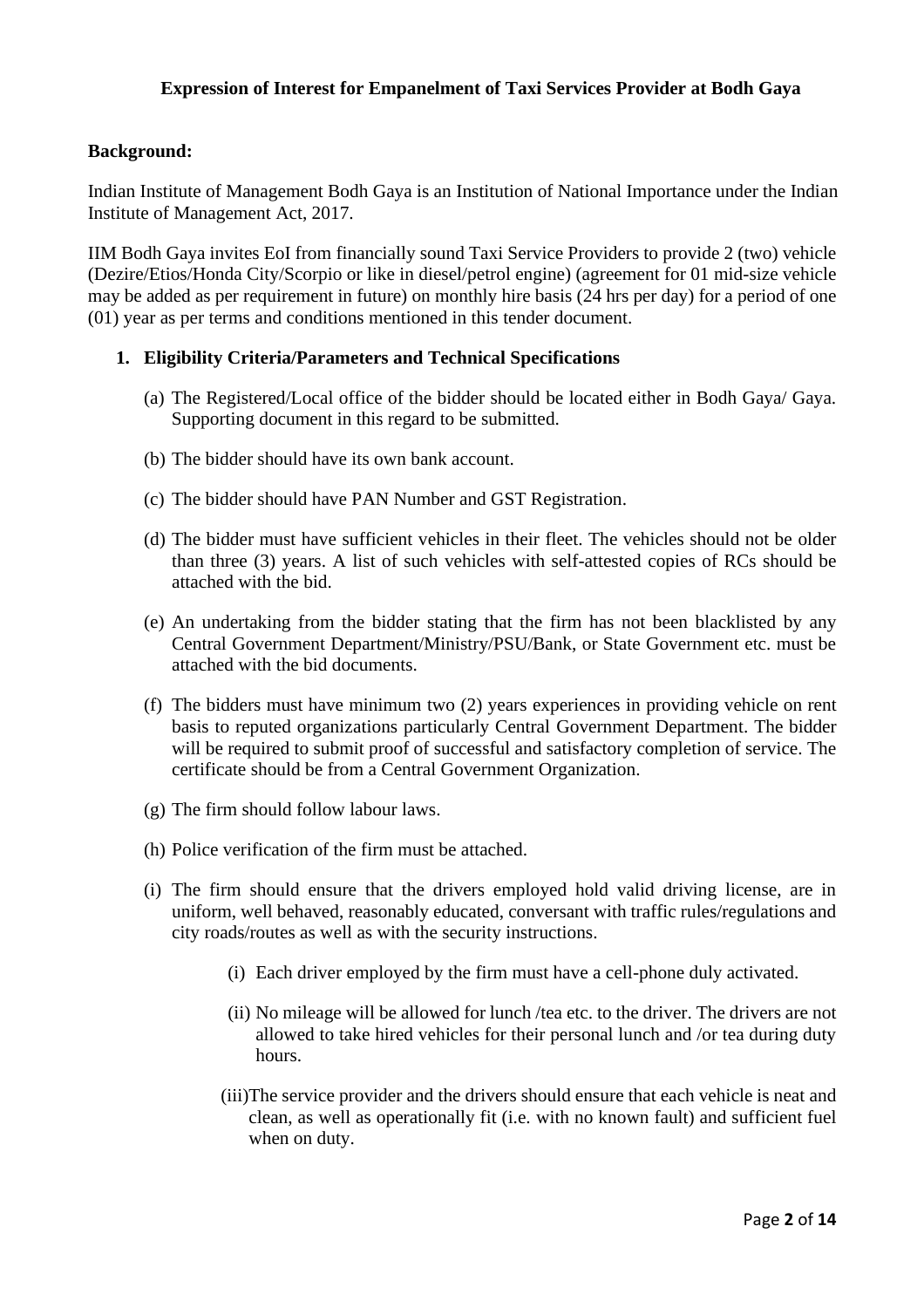**Expression of Interest for Empanelment of Taxi Services Provider at Bodh Gaya**

**Background:**

Indian Institute of Management Bodh Gaya is an Institution of National Importance under the Indian Institute of Management Act, 2017.

IIM Bodh Gaya invites EoI from financially sound Taxi Service Providers to provide 2 (two) vehicle (Dezire/Etios/Honda City/Scorpio or like in diesel/petrol engine) (agreement for 01 mid-size vehicle may be added as per requirement in future) on monthly hire basis (24 hrs per day) for a period of one (01) year as per terms and conditions mentioned in this tender document.

1. **Eligibility Criteria/Parameters and Technical Specifications**

   (a) The Registered/Local office of the bidder should be located either in Bodh Gaya/ Gaya. Supporting document in this regard to be submitted.

   (b) The bidder should have its own bank account.

   (c) The bidder should have PAN Number and GST Registration.

   (d) The bidder must have sufficient vehicles in their fleet. The vehicles should not be older than three (3) years. A list of such vehicles with self-attested copies of RCs should be attached with the bid.

   (e) An undertaking from the bidder stating that the firm has not been blacklisted by any Central Government Department/Ministry/PSU/Bank, or State Government etc. must be attached with the bid documents.

   (f) The bidders must have minimum two (2) years experiences in providing vehicle on rent basis to reputed organizations particularly Central Government Department. The bidder will be required to submit proof of successful and satisfactory completion of service. The certificate should be from a Central Government Organization.

   (g) The firm should follow labour laws.

   (h) Police verification of the firm must be attached.

   (i) The firm should ensure that the drivers employed hold valid driving license, are in uniform, well behaved, reasonably educated, conversant with traffic rules/regulations and city roads/routes as well as with the security instructions.

      (i) Each driver employed by the firm must have a cell-phone duly activated.

      (ii) No mileage will be allowed for lunch /tea etc. to the driver. The drivers are not allowed to take hired vehicles for their personal lunch and /or tea during duty hours.

      (iii) The service provider and the drivers should ensure that each vehicle is neat and clean, as well as operationally fit (i.e. with no known fault) and sufficient fuel when on duty.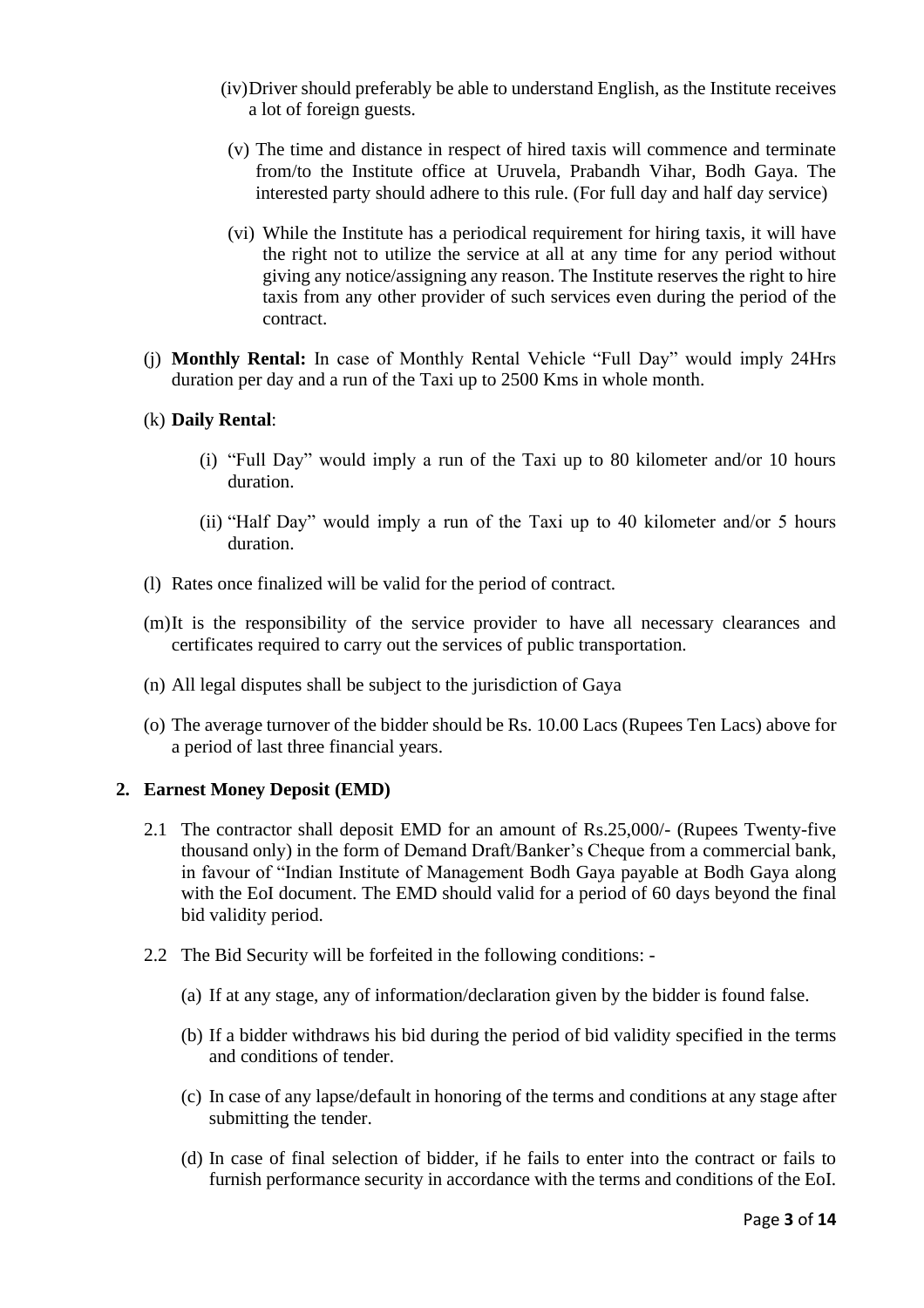(iv) Driver should preferably be able to understand English, as the Institute receives a lot of foreign guests.

(v) The time and distance in respect of hired taxis will commence and terminate from/to the Institute office at Uruvela, Prabandh Vihar, Bodh Gaya. The interested party should adhere to this rule. (For full day and half day service)

(vi) While the Institute has a periodical requirement for hiring taxis, it will have the right not to utilize the service at all at any time for any period without giving any notice/assigning any reason. The Institute reserves the right to hire taxis from any other provider of such services even during the period of the contract.

(j) **Monthly Rental:** In case of Monthly Rental Vehicle "Full Day" would imply 24Hrs duration per day and a run of the Taxi up to 2500 Kms in whole month.

(k) **Daily Rental**:

(i) "Full Day" would imply a run of the Taxi up to 80 kilometer and/or 10 hours duration.

(ii) "Half Day" would imply a run of the Taxi up to 40 kilometer and/or 5 hours duration.

(l) Rates once finalized will be valid for the period of contract.

(m) It is the responsibility of the service provider to have all necessary clearances and certificates required to carry out the services of public transportation.

(n) All legal disputes shall be subject to the jurisdiction of Gaya

(o) The average turnover of the bidder should be Rs. 10.00 Lacs (Rupees Ten Lacs) above for a period of last three financial years.

## 2. Earnest Money Deposit (EMD)

2.1 The contractor shall deposit EMD for an amount of Rs.25,000/- (Rupees Twenty-five thousand only) in the form of Demand Draft/Banker's Cheque from a commercial bank, in favour of "Indian Institute of Management Bodh Gaya payable at Bodh Gaya along with the EoI document. The EMD should valid for a period of 60 days beyond the final bid validity period.

2.2 The Bid Security will be forfeited in the following conditions: -

(a) If at any stage, any of information/declaration given by the bidder is found false.

(b) If a bidder withdraws his bid during the period of bid validity specified in the terms and conditions of tender.

(c) In case of any lapse/default in honoring of the terms and conditions at any stage after submitting the tender.

(d) In case of final selection of bidder, if he fails to enter into the contract or fails to furnish performance security in accordance with the terms and conditions of the EoI.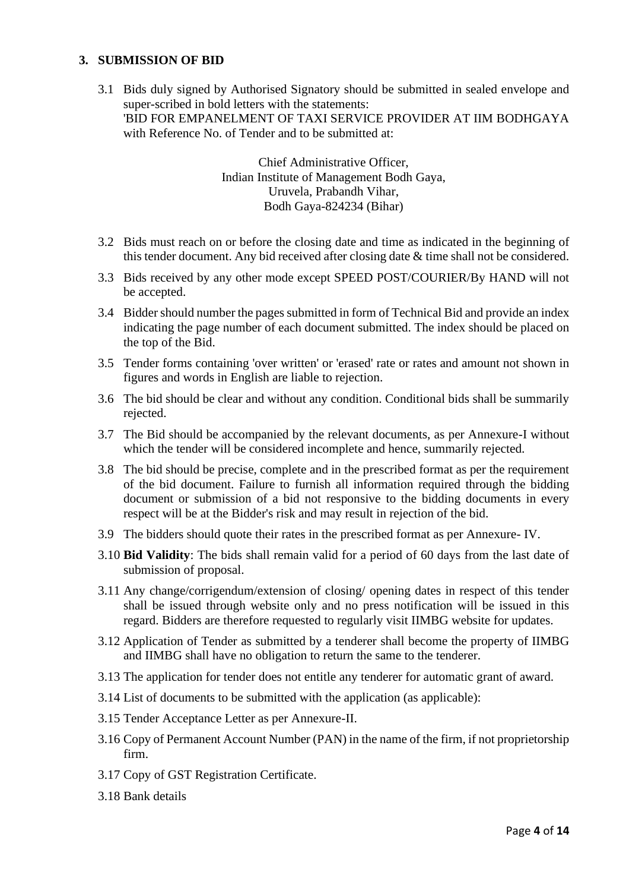## 3. SUBMISSION OF BID

3.1 Bids duly signed by Authorised Signatory should be submitted in sealed envelope and super-scribed in bold letters with the statements: 'BID FOR EMPANELMENT OF TAXI SERVICE PROVIDER AT IIM BODHGAYA with Reference No. of Tender and to be submitted at:

Chief Administrative Officer,  
Indian Institute of Management Bodh Gaya,  
Uruvela, Prabandh Vihar,  
Bodh Gaya-824234 (Bihar)

3.2 Bids must reach on or before the closing date and time as indicated in the beginning of this tender document. Any bid received after closing date & time shall not be considered.

3.3 Bids received by any other mode except SPEED POST/COURIER/By HAND will not be accepted.

3.4 Bidder should number the pages submitted in form of Technical Bid and provide an index indicating the page number of each document submitted. The index should be placed on the top of the Bid.

3.5 Tender forms containing 'over written' or 'erased' rate or rates and amount not shown in figures and words in English are liable to rejection.

3.6 The bid should be clear and without any condition. Conditional bids shall be summarily rejected.

3.7 The Bid should be accompanied by the relevant documents, as per Annexure-I without which the tender will be considered incomplete and hence, summarily rejected.

3.8 The bid should be precise, complete and in the prescribed format as per the requirement of the bid document. Failure to furnish all information required through the bidding document or submission of a bid not responsive to the bidding documents in every respect will be at the Bidder's risk and may result in rejection of the bid.

3.9 The bidders should quote their rates in the prescribed format as per Annexure- IV.

3.10 **Bid Validity**: The bids shall remain valid for a period of 60 days from the last date of submission of proposal.

3.11 Any change/corrigendum/extension of closing/ opening dates in respect of this tender shall be issued through website only and no press notification will be issued in this regard. Bidders are therefore requested to regularly visit IIMBG website for updates.

3.12 Application of Tender as submitted by a tenderer shall become the property of IIMBG and IIMBG shall have no obligation to return the same to the tenderer.

3.13 The application for tender does not entitle any tenderer for automatic grant of award.

3.14 List of documents to be submitted with the application (as applicable):

3.15 Tender Acceptance Letter as per Annexure-II.

3.16 Copy of Permanent Account Number (PAN) in the name of the firm, if not proprietorship firm.

3.17 Copy of GST Registration Certificate.

3.18 Bank details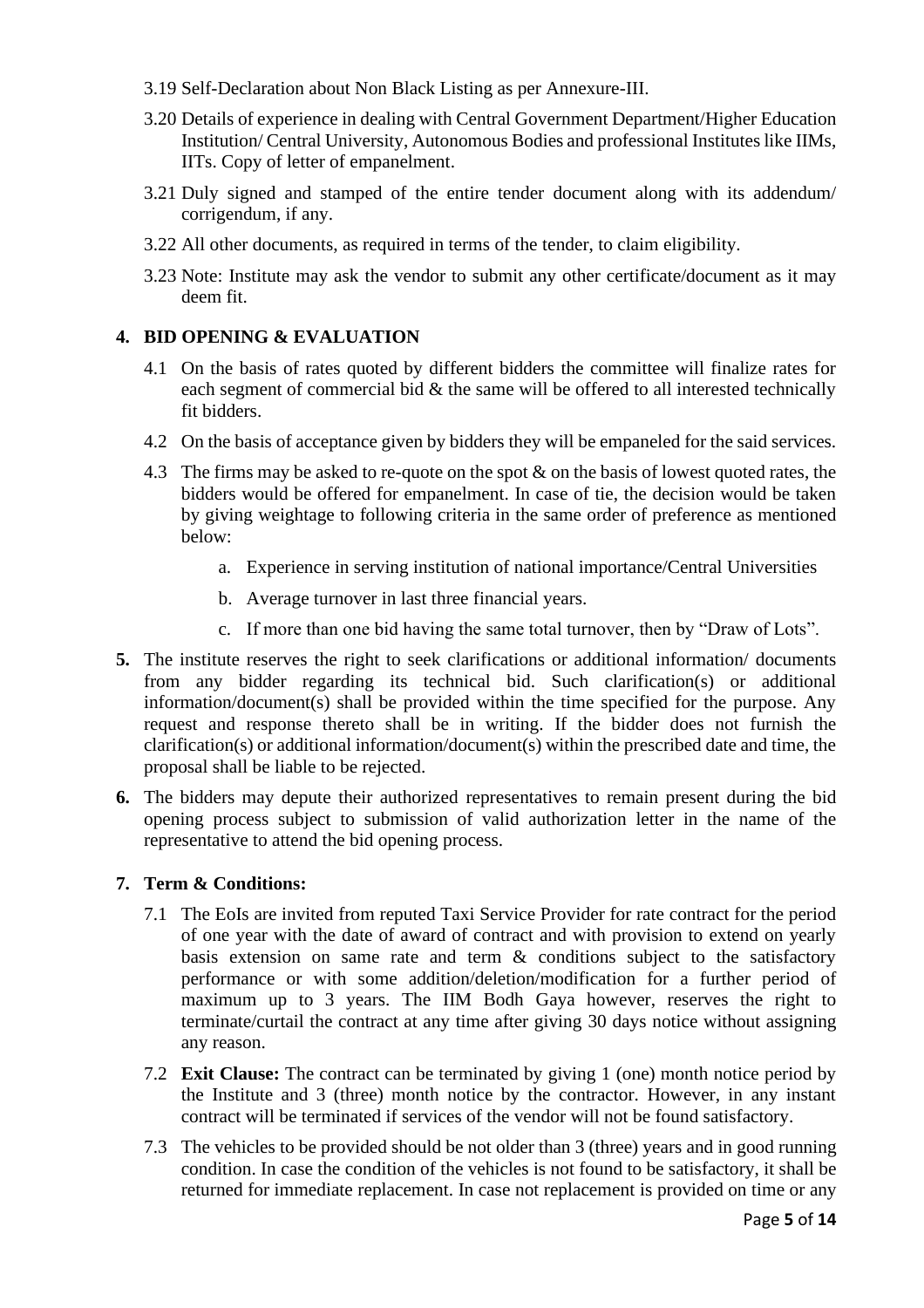3.19 Self-Declaration about Non Black Listing as per Annexure-III.

3.20 Details of experience in dealing with Central Government Department/Higher Education Institution/ Central University, Autonomous Bodies and professional Institutes like IIMs, IITs. Copy of letter of empanelment.

3.21 Duly signed and stamped of the entire tender document along with its addendum/ corrigendum, if any.

3.22 All other documents, as required in terms of the tender, to claim eligibility.

3.23 Note: Institute may ask the vendor to submit any other certificate/document as it may deem fit.

## 4. BID OPENING & EVALUATION

4.1 On the basis of rates quoted by different bidders the committee will finalize rates for each segment of commercial bid & the same will be offered to all interested technically fit bidders.

4.2 On the basis of acceptance given by bidders they will be empaneled for the said services.

4.3 The firms may be asked to re-quote on the spot & on the basis of lowest quoted rates, the bidders would be offered for empanelment. In case of tie, the decision would be taken by giving weightage to following criteria in the same order of preference as mentioned below:

   a. Experience in serving institution of national importance/Central Universities

   b. Average turnover in last three financial years.

   c. If more than one bid having the same total turnover, then by "Draw of Lots".

**5.** The institute reserves the right to seek clarifications or additional information/ documents from any bidder regarding its technical bid. Such clarification(s) or additional information/document(s) shall be provided within the time specified for the purpose. Any request and response thereto shall be in writing. If the bidder does not furnish the clarification(s) or additional information/document(s) within the prescribed date and time, the proposal shall be liable to be rejected.

**6.** The bidders may depute their authorized representatives to remain present during the bid opening process subject to submission of valid authorization letter in the name of the representative to attend the bid opening process.

## 7. Term & Conditions:

7.1 The EoIs are invited from reputed Taxi Service Provider for rate contract for the period of one year with the date of award of contract and with provision to extend on yearly basis extension on same rate and term & conditions subject to the satisfactory performance or with some addition/deletion/modification for a further period of maximum up to 3 years. The IIM Bodh Gaya however, reserves the right to terminate/curtail the contract at any time after giving 30 days notice without assigning any reason.

7.2 **Exit Clause:** The contract can be terminated by giving 1 (one) month notice period by the Institute and 3 (three) month notice by the contractor. However, in any instant contract will be terminated if services of the vendor will not be found satisfactory.

7.3 The vehicles to be provided should be not older than 3 (three) years and in good running condition. In case the condition of the vehicles is not found to be satisfactory, it shall be returned for immediate replacement. In case not replacement is provided on time or any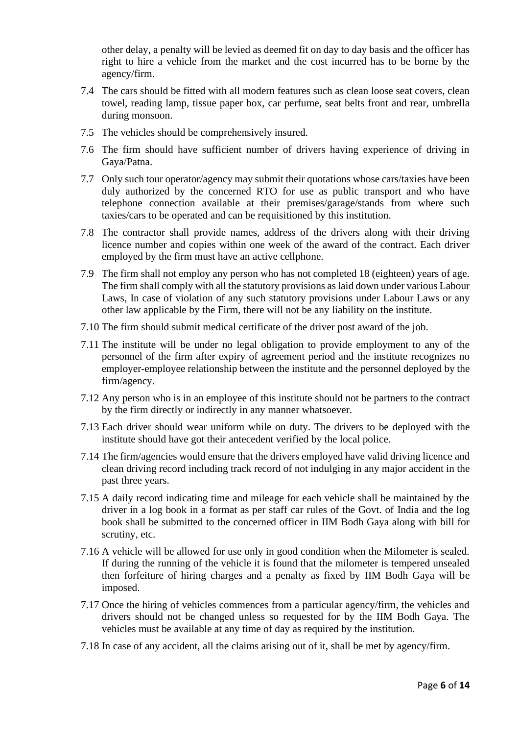other delay, a penalty will be levied as deemed fit on day to day basis and the officer has right to hire a vehicle from the market and the cost incurred has to be borne by the agency/firm.

7.4 The cars should be fitted with all modern features such as clean loose seat covers, clean towel, reading lamp, tissue paper box, car perfume, seat belts front and rear, umbrella during monsoon.

7.5 The vehicles should be comprehensively insured.

7.6 The firm should have sufficient number of drivers having experience of driving in Gaya/Patna.

7.7 Only such tour operator/agency may submit their quotations whose cars/taxies have been duly authorized by the concerned RTO for use as public transport and who have telephone connection available at their premises/garage/stands from where such taxies/cars to be operated and can be requisitioned by this institution.

7.8 The contractor shall provide names, address of the drivers along with their driving licence number and copies within one week of the award of the contract. Each driver employed by the firm must have an active cellphone.

7.9 The firm shall not employ any person who has not completed 18 (eighteen) years of age. The firm shall comply with all the statutory provisions as laid down under various Labour Laws, In case of violation of any such statutory provisions under Labour Laws or any other law applicable by the Firm, there will not be any liability on the institute.

7.10 The firm should submit medical certificate of the driver post award of the job.

7.11 The institute will be under no legal obligation to provide employment to any of the personnel of the firm after expiry of agreement period and the institute recognizes no employer-employee relationship between the institute and the personnel deployed by the firm/agency.

7.12 Any person who is in an employee of this institute should not be partners to the contract by the firm directly or indirectly in any manner whatsoever.

7.13 Each driver should wear uniform while on duty. The drivers to be deployed with the institute should have got their antecedent verified by the local police.

7.14 The firm/agencies would ensure that the drivers employed have valid driving licence and clean driving record including track record of not indulging in any major accident in the past three years.

7.15 A daily record indicating time and mileage for each vehicle shall be maintained by the driver in a log book in a format as per staff car rules of the Govt. of India and the log book shall be submitted to the concerned officer in IIM Bodh Gaya along with bill for scrutiny, etc.

7.16 A vehicle will be allowed for use only in good condition when the Milometer is sealed. If during the running of the vehicle it is found that the milometer is tempered unsealed then forfeiture of hiring charges and a penalty as fixed by IIM Bodh Gaya will be imposed.

7.17 Once the hiring of vehicles commences from a particular agency/firm, the vehicles and drivers should not be changed unless so requested for by the IIM Bodh Gaya. The vehicles must be available at any time of day as required by the institution.

7.18 In case of any accident, all the claims arising out of it, shall be met by agency/firm.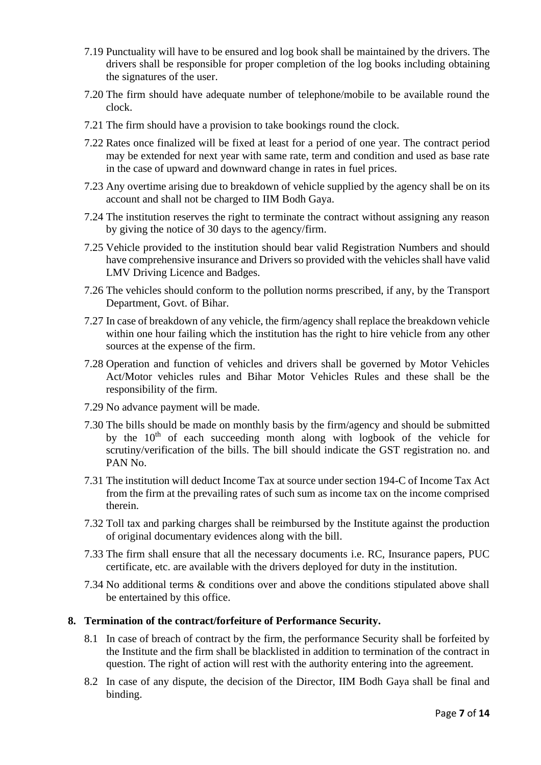7.19 Punctuality will have to be ensured and log book shall be maintained by the drivers. The drivers shall be responsible for proper completion of the log books including obtaining the signatures of the user.

7.20 The firm should have adequate number of telephone/mobile to be available round the clock.

7.21 The firm should have a provision to take bookings round the clock.

7.22 Rates once finalized will be fixed at least for a period of one year. The contract period may be extended for next year with same rate, term and condition and used as base rate in the case of upward and downward change in rates in fuel prices.

7.23 Any overtime arising due to breakdown of vehicle supplied by the agency shall be on its account and shall not be charged to IIM Bodh Gaya.

7.24 The institution reserves the right to terminate the contract without assigning any reason by giving the notice of 30 days to the agency/firm.

7.25 Vehicle provided to the institution should bear valid Registration Numbers and should have comprehensive insurance and Drivers so provided with the vehicles shall have valid LMV Driving Licence and Badges.

7.26 The vehicles should conform to the pollution norms prescribed, if any, by the Transport Department, Govt. of Bihar.

7.27 In case of breakdown of any vehicle, the firm/agency shall replace the breakdown vehicle within one hour failing which the institution has the right to hire vehicle from any other sources at the expense of the firm.

7.28 Operation and function of vehicles and drivers shall be governed by Motor Vehicles Act/Motor vehicles rules and Bihar Motor Vehicles Rules and these shall be the responsibility of the firm.

7.29 No advance payment will be made.

7.30 The bills should be made on monthly basis by the firm/agency and should be submitted by the 10th of each succeeding month along with logbook of the vehicle for scrutiny/verification of the bills. The bill should indicate the GST registration no. and PAN No.

7.31 The institution will deduct Income Tax at source under section 194-C of Income Tax Act from the firm at the prevailing rates of such sum as income tax on the income comprised therein.

7.32 Toll tax and parking charges shall be reimbursed by the Institute against the production of original documentary evidences along with the bill.

7.33 The firm shall ensure that all the necessary documents i.e. RC, Insurance papers, PUC certificate, etc. are available with the drivers deployed for duty in the institution.

7.34 No additional terms & conditions over and above the conditions stipulated above shall be entertained by this office.

## 8. Termination of the contract/forfeiture of Performance Security.

8.1 In case of breach of contract by the firm, the performance Security shall be forfeited by the Institute and the firm shall be blacklisted in addition to termination of the contract in question. The right of action will rest with the authority entering into the agreement.

8.2 In case of any dispute, the decision of the Director, IIM Bodh Gaya shall be final and binding.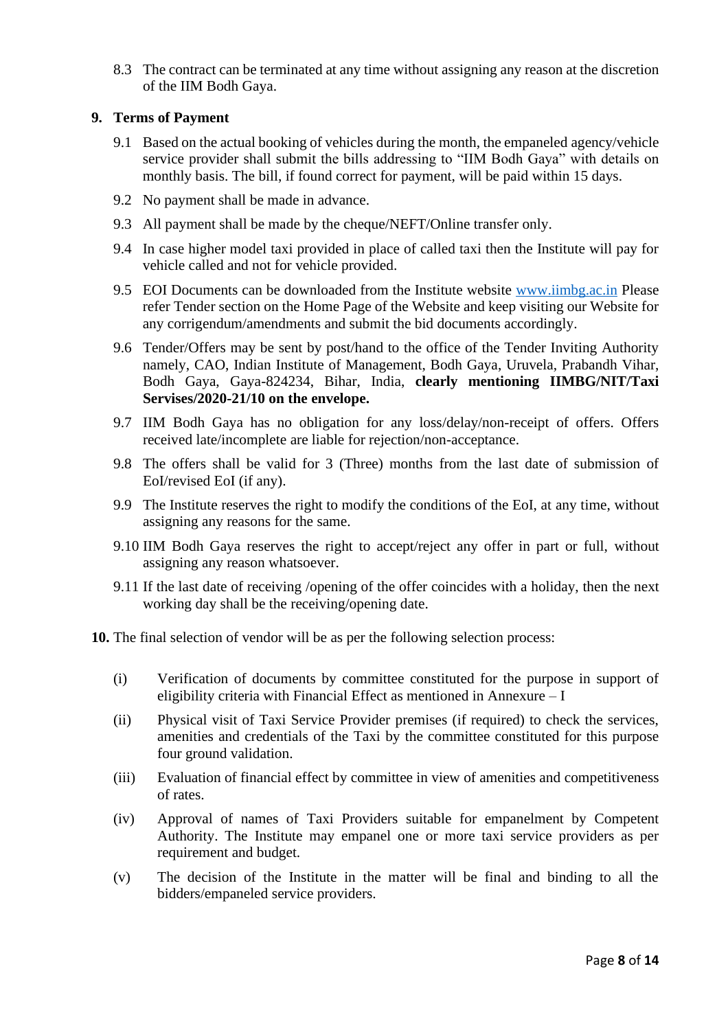8.3 The contract can be terminated at any time without assigning any reason at the discretion of the IIM Bodh Gaya.

## 9. Terms of Payment

9.1 Based on the actual booking of vehicles during the month, the empaneled agency/vehicle service provider shall submit the bills addressing to "IIM Bodh Gaya" with details on monthly basis. The bill, if found correct for payment, will be paid within 15 days.

9.2 No payment shall be made in advance.

9.3 All payment shall be made by the cheque/NEFT/Online transfer only.

9.4 In case higher model taxi provided in place of called taxi then the Institute will pay for vehicle called and not for vehicle provided.

9.5 EOI Documents can be downloaded from the Institute website www.iimbg.ac.in Please refer Tender section on the Home Page of the Website and keep visiting our Website for any corrigendum/amendments and submit the bid documents accordingly.

9.6 Tender/Offers may be sent by post/hand to the office of the Tender Inviting Authority namely, CAO, Indian Institute of Management, Bodh Gaya, Uruvela, Prabandh Vihar, Bodh Gaya, Gaya-824234, Bihar, India, **clearly mentioning IIMBG/NIT/Taxi Servises/2020-21/10 on the envelope.**

9.7 IIM Bodh Gaya has no obligation for any loss/delay/non-receipt of offers. Offers received late/incomplete are liable for rejection/non-acceptance.

9.8 The offers shall be valid for 3 (Three) months from the last date of submission of EoI/revised EoI (if any).

9.9 The Institute reserves the right to modify the conditions of the EoI, at any time, without assigning any reasons for the same.

9.10 IIM Bodh Gaya reserves the right to accept/reject any offer in part or full, without assigning any reason whatsoever.

9.11 If the last date of receiving /opening of the offer coincides with a holiday, then the next working day shall be the receiving/opening date.

**10.** The final selection of vendor will be as per the following selection process:

(i) Verification of documents by committee constituted for the purpose in support of eligibility criteria with Financial Effect as mentioned in Annexure – I

(ii) Physical visit of Taxi Service Provider premises (if required) to check the services, amenities and credentials of the Taxi by the committee constituted for this purpose four ground validation.

(iii) Evaluation of financial effect by committee in view of amenities and competitiveness of rates.

(iv) Approval of names of Taxi Providers suitable for empanelment by Competent Authority. The Institute may empanel one or more taxi service providers as per requirement and budget.

(v) The decision of the Institute in the matter will be final and binding to all the bidders/empaneled service providers.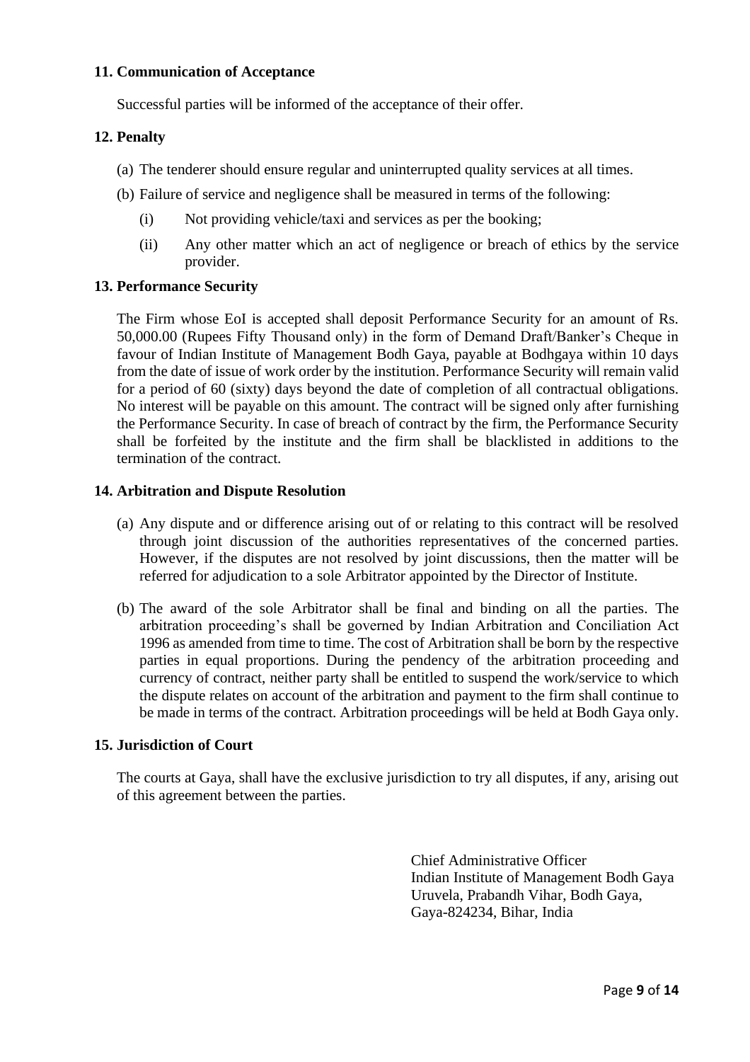### 11. Communication of Acceptance

Successful parties will be informed of the acceptance of their offer.

### 12. Penalty

(a) The tenderer should ensure regular and uninterrupted quality services at all times.

(b) Failure of service and negligence shall be measured in terms of the following:

   (i) Not providing vehicle/taxi and services as per the booking;

   (ii) Any other matter which an act of negligence or breach of ethics by the service provider.

### 13. Performance Security

The Firm whose EoI is accepted shall deposit Performance Security for an amount of Rs. 50,000.00 (Rupees Fifty Thousand only) in the form of Demand Draft/Banker's Cheque in favour of Indian Institute of Management Bodh Gaya, payable at Bodhgaya within 10 days from the date of issue of work order by the institution. Performance Security will remain valid for a period of 60 (sixty) days beyond the date of completion of all contractual obligations. No interest will be payable on this amount. The contract will be signed only after furnishing the Performance Security. In case of breach of contract by the firm, the Performance Security shall be forfeited by the institute and the firm shall be blacklisted in additions to the termination of the contract.

### 14. Arbitration and Dispute Resolution

(a) Any dispute and or difference arising out of or relating to this contract will be resolved through joint discussion of the authorities representatives of the concerned parties. However, if the disputes are not resolved by joint discussions, then the matter will be referred for adjudication to a sole Arbitrator appointed by the Director of Institute.

(b) The award of the sole Arbitrator shall be final and binding on all the parties. The arbitration proceeding's shall be governed by Indian Arbitration and Conciliation Act 1996 as amended from time to time. The cost of Arbitration shall be born by the respective parties in equal proportions. During the pendency of the arbitration proceeding and currency of contract, neither party shall be entitled to suspend the work/service to which the dispute relates on account of the arbitration and payment to the firm shall continue to be made in terms of the contract. Arbitration proceedings will be held at Bodh Gaya only.

### 15. Jurisdiction of Court

The courts at Gaya, shall have the exclusive jurisdiction to try all disputes, if any, arising out of this agreement between the parties.

Chief Administrative Officer
Indian Institute of Management Bodh Gaya
Uruvela, Prabandh Vihar, Bodh Gaya,
Gaya-824234, Bihar, India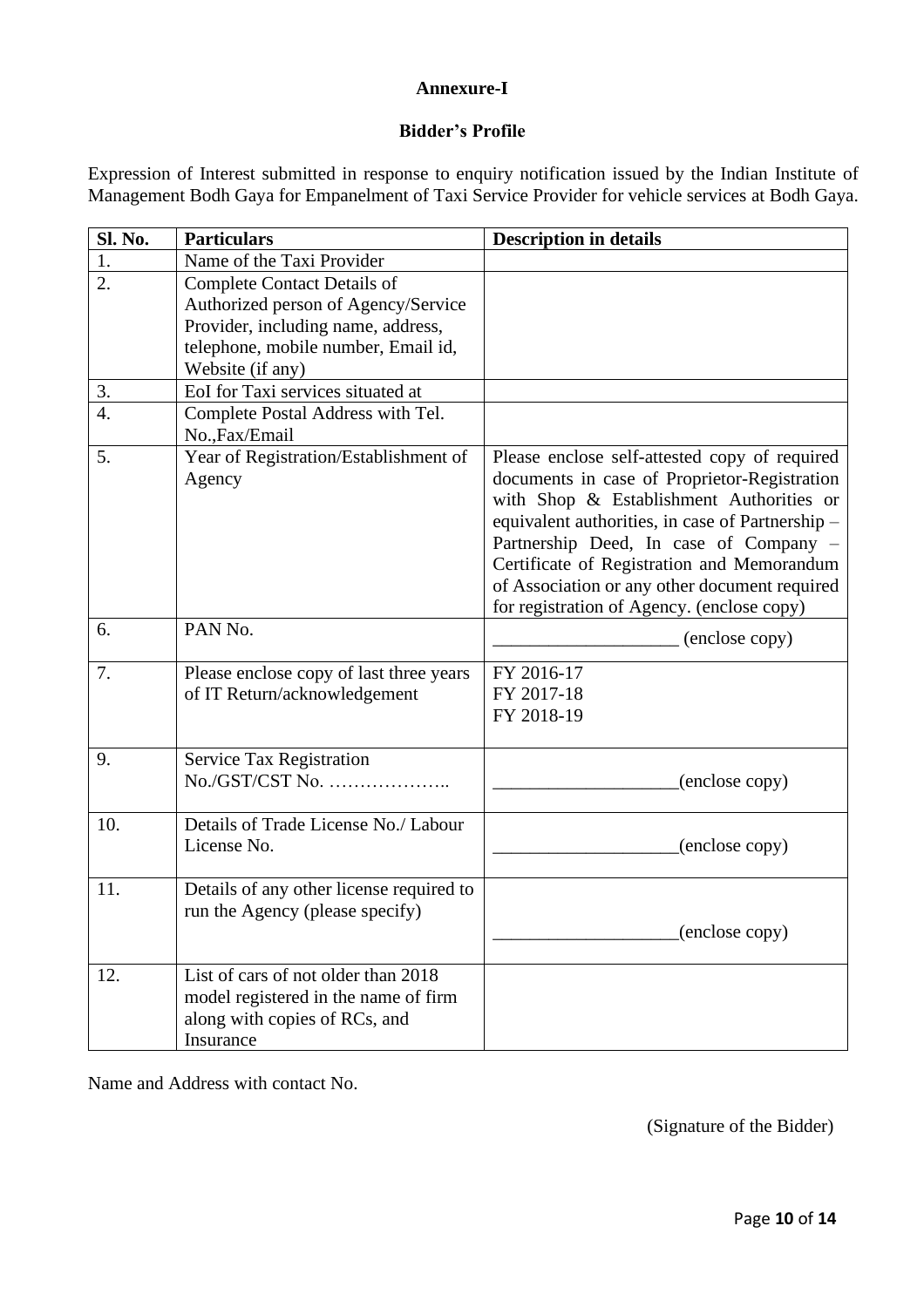**Annexure-I**

**Bidder's Profile**

Expression of Interest submitted in response to enquiry notification issued by the Indian Institute of Management Bodh Gaya for Empanelment of Taxi Service Provider for vehicle services at Bodh Gaya.

| Sl. No. | Particulars | Description in details |
|---|---|---|
| 1. | Name of the Taxi Provider | |
| 2. | Complete Contact Details of Authorized person of Agency/Service Provider, including name, address, telephone, mobile number, Email id, Website (if any) | |
| 3. | EoI for Taxi services situated at | |
| 4. | Complete Postal Address with Tel. No.,Fax/Email | |
| 5. | Year of Registration/Establishment of Agency | Please enclose self-attested copy of required documents in case of Proprietor-Registration with Shop & Establishment Authorities or equivalent authorities, in case of Partnership – Partnership Deed, In case of Company – Certificate of Registration and Memorandum of Association or any other document required for registration of Agency. (enclose copy) |
| 6. | PAN No. | ____________________ (enclose copy) |
| 7. | Please enclose copy of last three years of IT Return/acknowledgement | FY 2016-17<br>FY 2017-18<br>FY 2018-19 |
| 9. | Service Tax Registration No./GST/CST No. ……………….. | ____________________(enclose copy) |
| 10. | Details of Trade License No./ Labour License No. | ____________________(enclose copy) |
| 11. | Details of any other license required to run the Agency (please specify) | ____________________(enclose copy) |
| 12. | List of cars of not older than 2018 model registered in the name of firm along with copies of RCs, and Insurance | |

Name and Address with contact No.

(Signature of the Bidder)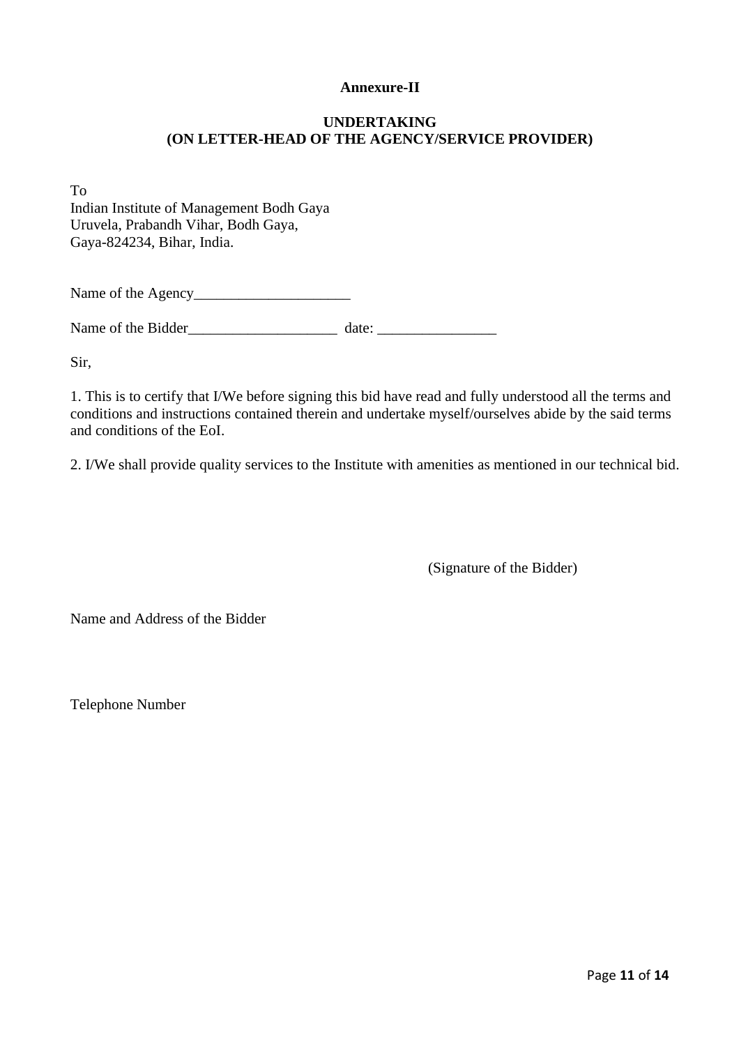**Annexure-II**

**UNDERTAKING**
**(ON LETTER-HEAD OF THE AGENCY/SERVICE PROVIDER)**

To
Indian Institute of Management Bodh Gaya
Uruvela, Prabandh Vihar, Bodh Gaya,
Gaya-824234, Bihar, India.

Name of the Agency_____________________

Name of the Bidder____________________ date: ________________

Sir,

1. This is to certify that I/We before signing this bid have read and fully understood all the terms and conditions and instructions contained therein and undertake myself/ourselves abide by the said terms and conditions of the EoI.

2. I/We shall provide quality services to the Institute with amenities as mentioned in our technical bid.

(Signature of the Bidder)

Name and Address of the Bidder

Telephone Number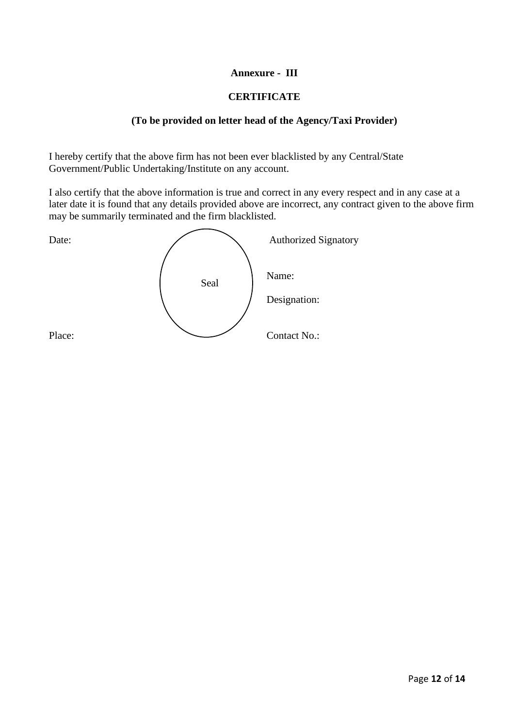**Annexure - III**

**CERTIFICATE**

**(To be provided on letter head of the Agency/Taxi Provider)**

I hereby certify that the above firm has not been ever blacklisted by any Central/State Government/Public Undertaking/Institute on any account.

I also certify that the above information is true and correct in any every respect and in any case at a later date it is found that any details provided above are incorrect, any contract given to the above firm may be summarily terminated and the firm blacklisted.

Date: Seal Authorized Signatory

Name:

Designation:

Place: Contact No.: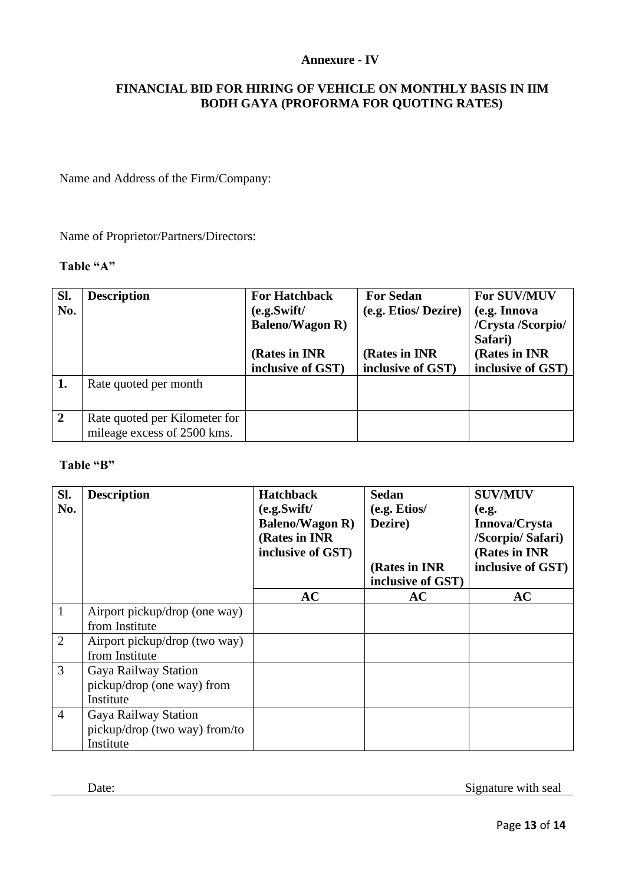**Annexure - IV**

**FINANCIAL BID FOR HIRING OF VEHICLE ON MONTHLY BASIS IN IIM BODH GAYA (PROFORMA FOR QUOTING RATES)**

Name and Address of the Firm/Company:

Name of Proprietor/Partners/Directors:

**Table "A"**

| Sl. No. | Description | For Hatchback (e.g.Swift/ Baleno/Wagon R) (Rates in INR inclusive of GST) | For Sedan (e.g. Etios/ Dezire) (Rates in INR inclusive of GST) | For SUV/MUV (e.g. Innova /Crysta /Scorpio/ Safari) (Rates in INR inclusive of GST) |
|---|---|---|---|---|
| **1.** | Rate quoted per month | | | |
| **2** | Rate quoted per Kilometer for mileage excess of 2500 kms. | | | |

**Table "B"**

| Sl. No. | Description | Hatchback (e.g.Swift/ Baleno/Wagon R) (Rates in INR inclusive of GST) | Sedan (e.g. Etios/ Dezire) (Rates in INR inclusive of GST) | SUV/MUV (e.g. Innova/Crysta /Scorpio/ Safari) (Rates in INR inclusive of GST) |
|---|---|---|---|---|
| | | **AC** | **AC** | **AC** |
| 1 | Airport pickup/drop (one way) from Institute | | | |
| 2 | Airport pickup/drop (two way) from Institute | | | |
| 3 | Gaya Railway Station pickup/drop (one way) from Institute | | | |
| 4 | Gaya Railway Station pickup/drop (two way) from/to Institute | | | |

Date: Signature with seal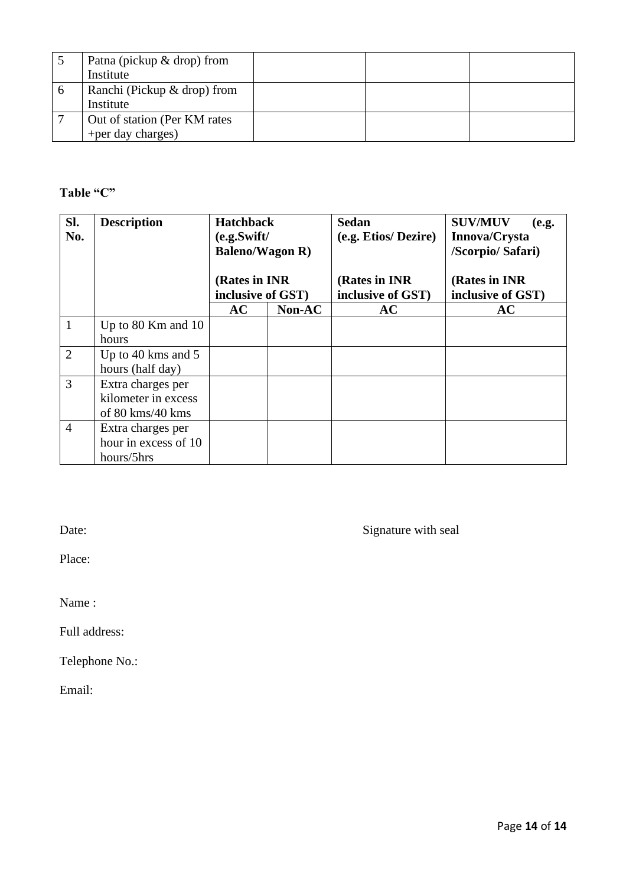| | | | | |
|---|---|---|---|---|
| 5 | Patna (pickup & drop) from Institute | | | |
| 6 | Ranchi (Pickup & drop) from Institute | | | |
| 7 | Out of station (Per KM rates +per day charges) | | | |

**Table "C"**

| Sl. No. | Description | Hatchback (e.g.Swift/ Baleno/Wagon R) (Rates in INR inclusive of GST) | | Sedan (e.g. Etios/ Dezire) (Rates in INR inclusive of GST) | SUV/MUV (e.g. Innova/Crysta /Scorpio/ Safari) (Rates in INR inclusive of GST) |
|---|---|---|---|---|---|
| | | **AC** | **Non-AC** | **AC** | **AC** |
| 1 | Up to 80 Km and 10 hours | | | | |
| 2 | Up to 40 kms and 5 hours (half day) | | | | |
| 3 | Extra charges per kilometer in excess of 80 kms/40 kms | | | | |
| 4 | Extra charges per hour in excess of 10 hours/5hrs | | | | |

Date: Signature with seal

Place:

Name :

Full address:

Telephone No.:

Email: